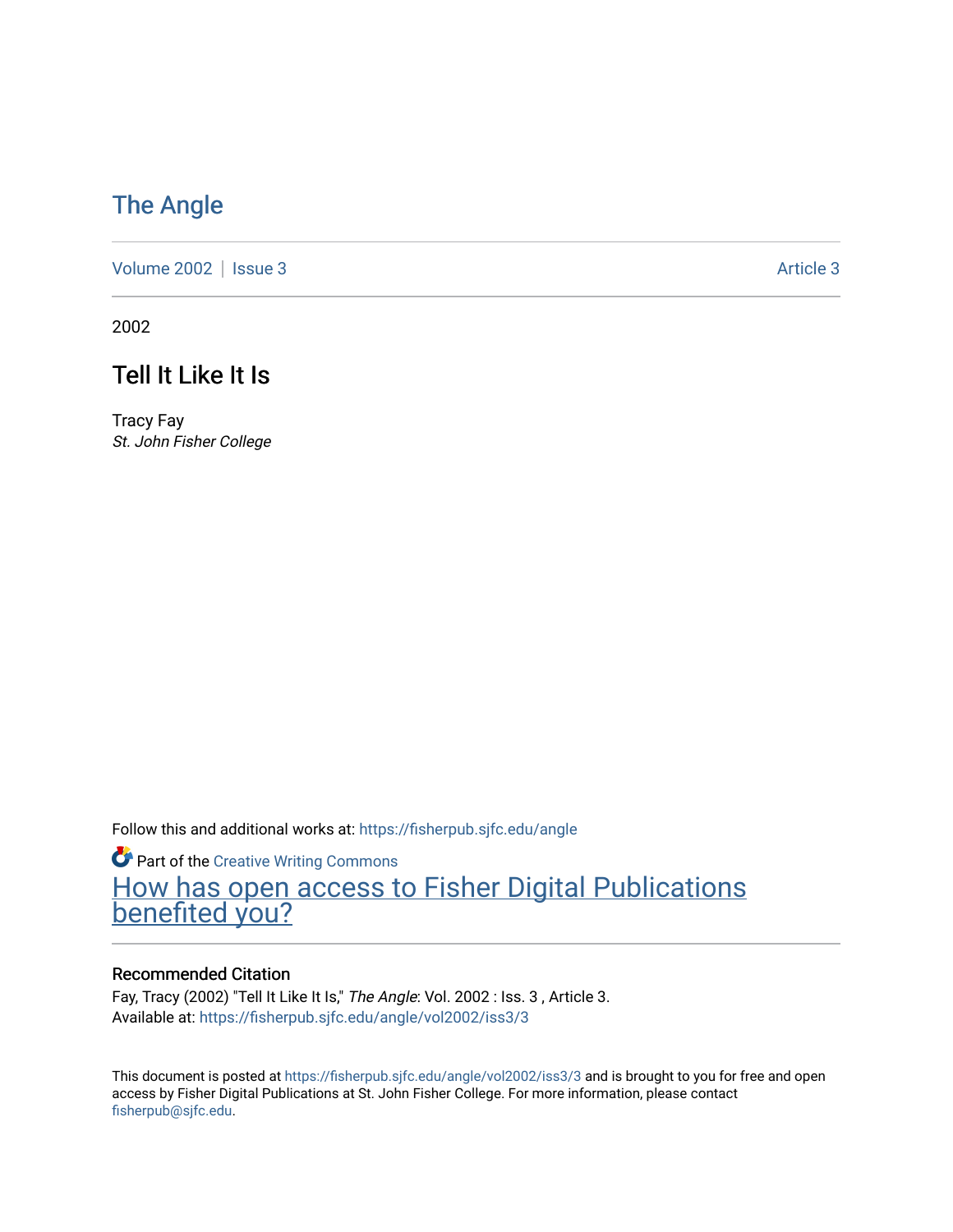# The Angle

Volume 2002 | Issue 3 | Article 3

2002

## Tell It Like It Is

Tracy Fay
*St. John Fisher College*

Follow this and additional works at: https://fisherpub.sjfc.edu/angle

Part of the Creative Writing Commons

How has open access to Fisher Digital Publications benefited you?

### Recommended Citation

Fay, Tracy (2002) "Tell It Like It Is," *The Angle*: Vol. 2002 : Iss. 3 , Article 3.
Available at: https://fisherpub.sjfc.edu/angle/vol2002/iss3/3

This document is posted at https://fisherpub.sjfc.edu/angle/vol2002/iss3/3 and is brought to you for free and open access by Fisher Digital Publications at St. John Fisher College. For more information, please contact fisherpub@sjfc.edu.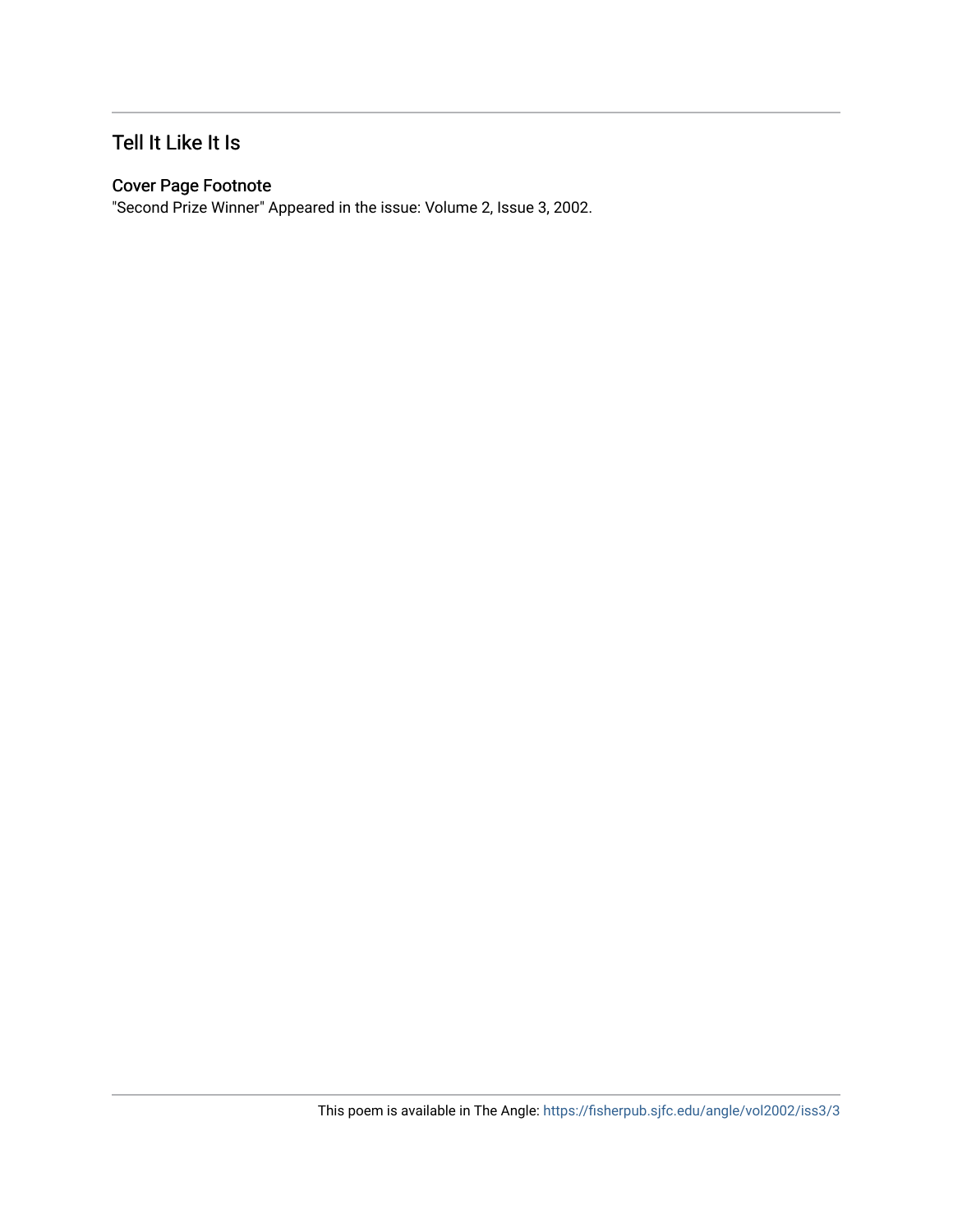## Tell It Like It Is

### Cover Page Footnote

"Second Prize Winner" Appeared in the issue: Volume 2, Issue 3, 2002.

This poem is available in The Angle: https://fisherpub.sjfc.edu/angle/vol2002/iss3/3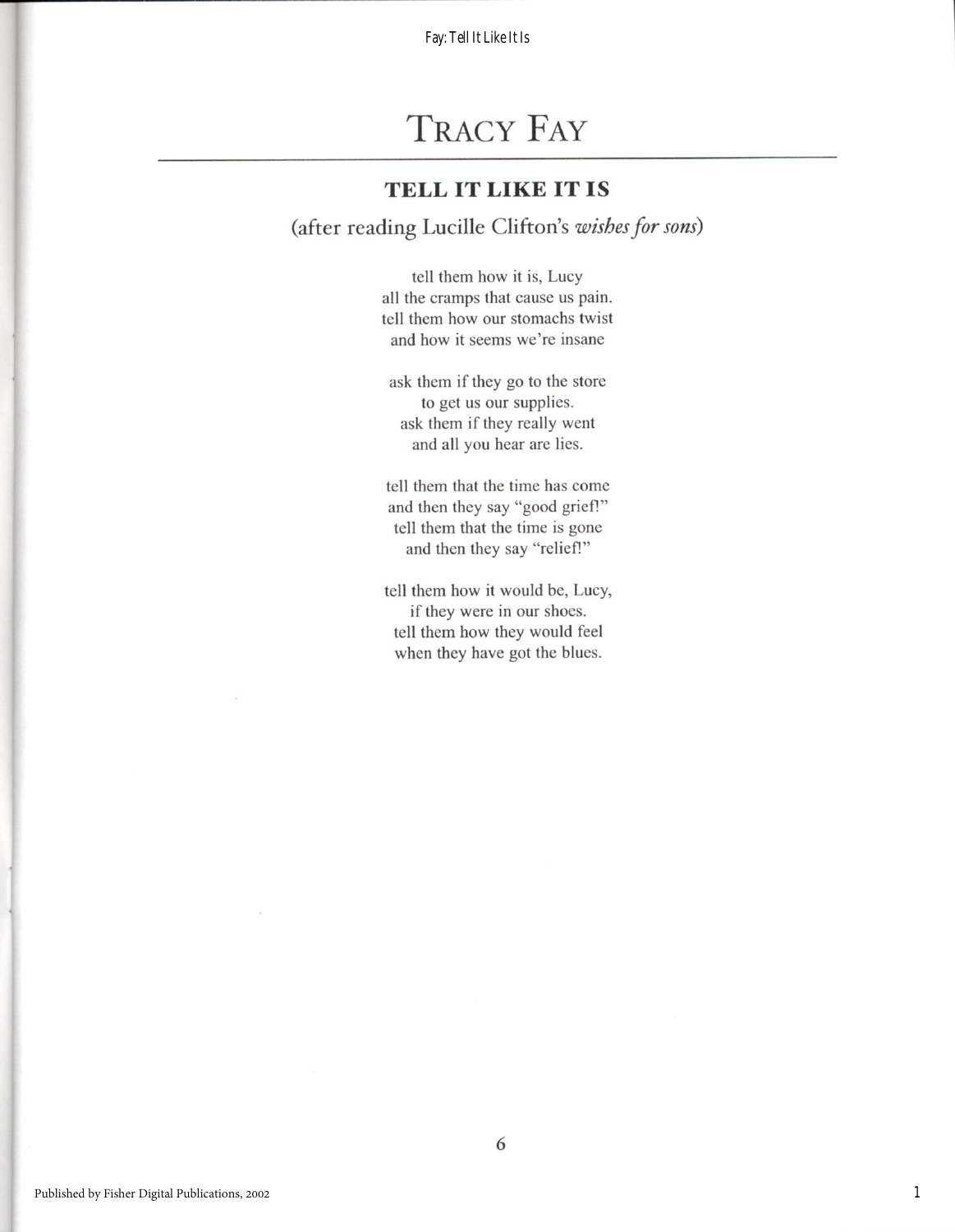# Tracy Fay

## TELL IT LIKE IT IS

(after reading Lucille Clifton's *wishes for sons*)

tell them how it is, Lucy  
all the cramps that cause us pain.  
tell them how our stomachs twist  
and how it seems we're insane

ask them if they go to the store  
to get us our supplies.  
ask them if they really went  
and all you hear are lies.

tell them that the time has come  
and then they say "good grief!"  
tell them that the time is gone  
and then they say "relief!"

tell them how it would be, Lucy,  
if they were in our shoes.  
tell them how they would feel  
when they have got the blues.